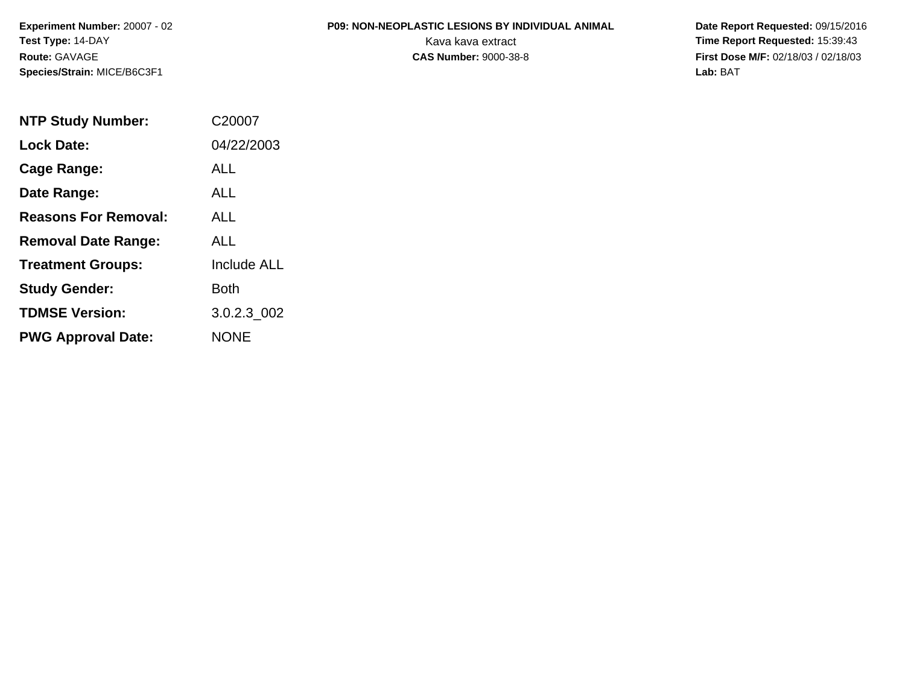**Experiment Number:** 20007 - 02
**Test Type:** 14-DAY
**Route:** GAVAGE
**Species/Strain:** MICE/B6C3F1

**P09: NON-NEOPLASTIC LESIONS BY INDIVIDUAL ANIMAL**
Kava kava extract
**CAS Number:** 9000-38-8

**Date Report Requested:** 09/15/2016
**Time Report Requested:** 15:39:43
**First Dose M/F:** 02/18/03 / 02/18/03
**Lab:** BAT

| | |
|---|---|
| **NTP Study Number:** | C20007 |
| **Lock Date:** | 04/22/2003 |
| **Cage Range:** | ALL |
| **Date Range:** | ALL |
| **Reasons For Removal:** | ALL |
| **Removal Date Range:** | ALL |
| **Treatment Groups:** | Include ALL |
| **Study Gender:** | Both |
| **TDMSE Version:** | 3.0.2.3_002 |
| **PWG Approval Date:** | NONE |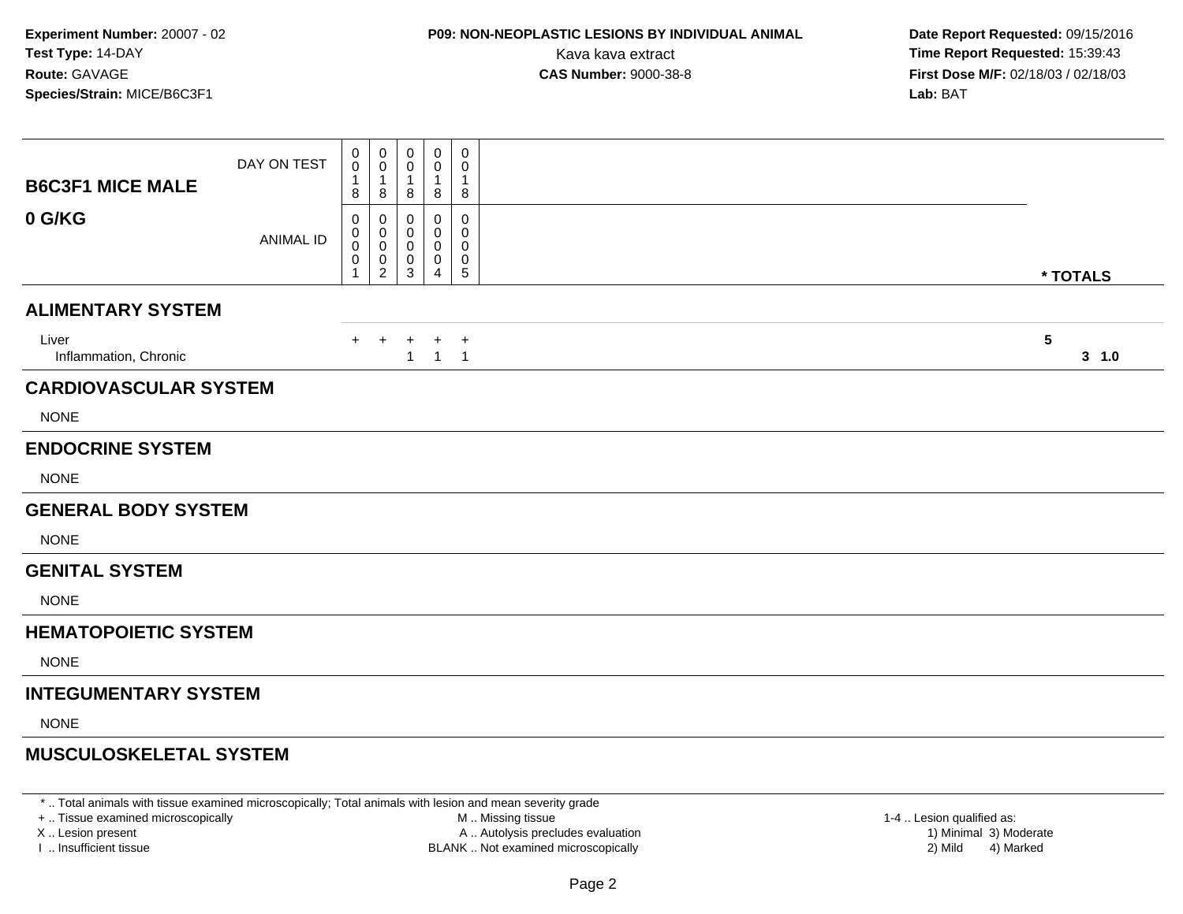**Experiment Number:** 20007 - 02
**Test Type:** 14-DAY
**Route:** GAVAGE
**Species/Strain:** MICE/B6C3F1

**P09: NON-NEOPLASTIC LESIONS BY INDIVIDUAL ANIMAL**
Kava kava extract
**CAS Number:** 9000-38-8

**Date Report Requested:** 09/15/2016
**Time Report Requested:** 15:39:43
**First Dose M/F:** 02/18/03 / 02/18/03
**Lab:** BAT

| B6C3F1 MICE MALE 0 G/KG | | | | | | |
|---|---|---|---|---|---|---|
| DAY ON TEST | 0018 | 0018 | 0018 | 0018 | 0018 | |
| ANIMAL ID | 00001 | 00002 | 00003 | 00004 | 00005 | * TOTALS |
| **ALIMENTARY SYSTEM** | | | | | | |
| Liver | + | + | + | + | + | 5 |
| Inflammation, Chronic | | | 1 | 1 | 1 | 3 1.0 |
| **CARDIOVASCULAR SYSTEM** | | | | | | |
| NONE | | | | | | |
| **ENDOCRINE SYSTEM** | | | | | | |
| NONE | | | | | | |
| **GENERAL BODY SYSTEM** | | | | | | |
| NONE | | | | | | |
| **GENITAL SYSTEM** | | | | | | |
| NONE | | | | | | |
| **HEMATOPOIETIC SYSTEM** | | | | | | |
| NONE | | | | | | |
| **INTEGUMENTARY SYSTEM** | | | | | | |
| NONE | | | | | | |
| **MUSCULOSKELETAL SYSTEM** | | | | | | |

* .. Total animals with tissue examined microscopically; Total animals with lesion and mean severity grade
+ .. Tissue examined microscopically
X .. Lesion present
I .. Insufficient tissue
M .. Missing tissue
A .. Autolysis precludes evaluation
BLANK .. Not examined microscopically
1-4 .. Lesion qualified as:
1) Minimal 3) Moderate
2) Mild 4) Marked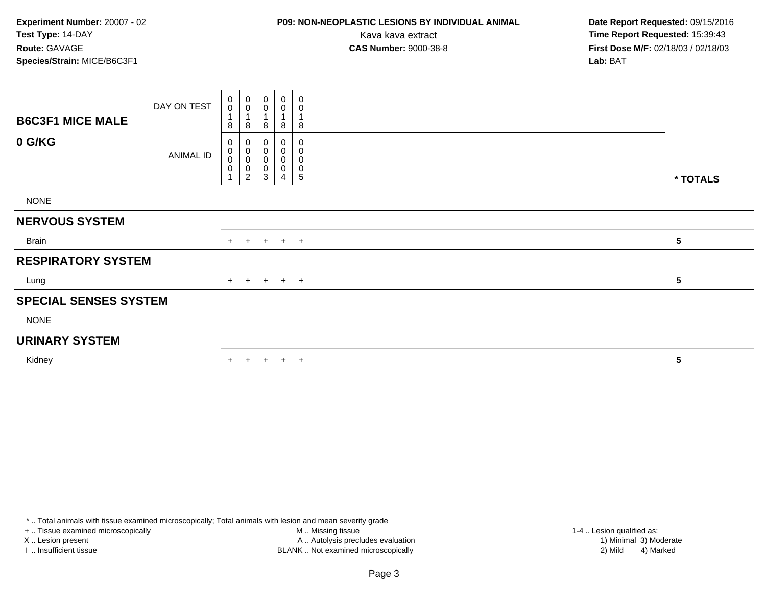**Experiment Number:** 20007 - 02
**Test Type:** 14-DAY
**Route:** GAVAGE
**Species/Strain:** MICE/B6C3F1

**P09: NON-NEOPLASTIC LESIONS BY INDIVIDUAL ANIMAL**
Kava kava extract
**CAS Number:** 9000-38-8

**Date Report Requested:** 09/15/2016
**Time Report Requested:** 15:39:43
**First Dose M/F:** 02/18/03 / 02/18/03
**Lab:** BAT

| B6C3F1 MICE MALE / 0 G/KG | | | | | | |
|---|---|---|---|---|---|---|
| DAY ON TEST | 0018 | 0018 | 0018 | 0018 | 0018 | |
| ANIMAL ID | 00001 | 00002 | 00003 | 00004 | 00005 | * TOTALS |
| NONE | | | | | | |
| **NERVOUS SYSTEM** | | | | | | |
| Brain | + | + | + | + | + | 5 |
| **RESPIRATORY SYSTEM** | | | | | | |
| Lung | + | + | + | + | + | 5 |
| **SPECIAL SENSES SYSTEM** | | | | | | |
| NONE | | | | | | |
| **URINARY SYSTEM** | | | | | | |
| Kidney | + | + | + | + | + | 5 |

* .. Total animals with tissue examined microscopically; Total animals with lesion and mean severity grade
+ .. Tissue examined microscopically
X .. Lesion present
I .. Insufficient tissue
M .. Missing tissue
A .. Autolysis precludes evaluation
BLANK .. Not examined microscopically
1-4 .. Lesion qualified as:
1) Minimal 3) Moderate
2) Mild 4) Marked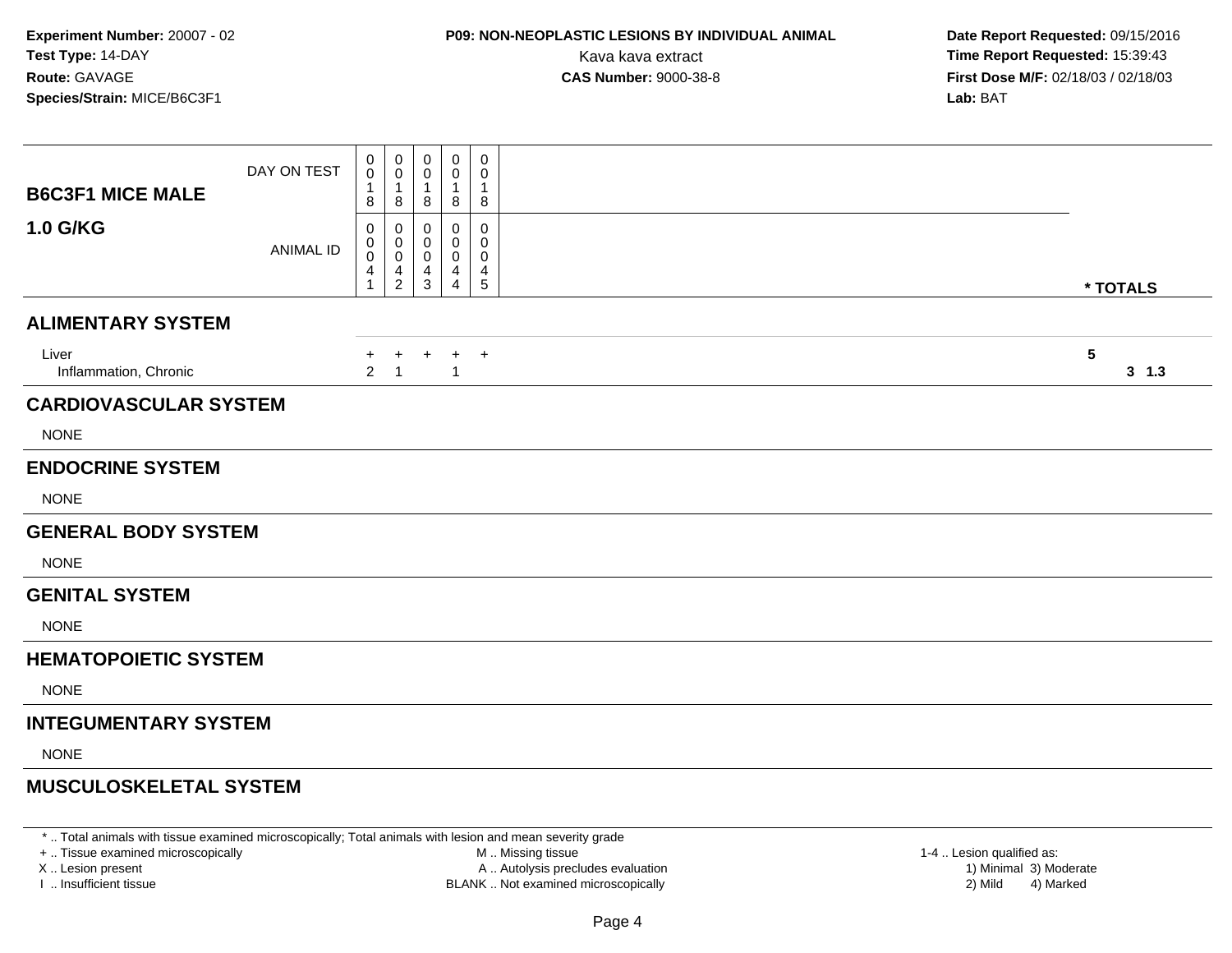**Experiment Number:** 20007 - 02
**Test Type:** 14-DAY
**Route:** GAVAGE
**Species/Strain:** MICE/B6C3F1

**P09: NON-NEOPLASTIC LESIONS BY INDIVIDUAL ANIMAL**
Kava kava extract
**CAS Number:** 9000-38-8

**Date Report Requested:** 09/15/2016
**Time Report Requested:** 15:39:43
**First Dose M/F:** 02/18/03 / 02/18/03
**Lab:** BAT

| **B6C3F1 MICE MALE** **1.0 G/KG** | | | | | | |
|---|---|---|---|---|---|---|
| DAY ON TEST | 0018 | 0018 | 0018 | 0018 | 0018 | |
| ANIMAL ID | 00041 | 00042 | 00043 | 00044 | 00045 | *** TOTALS** |
| **ALIMENTARY SYSTEM** | | | | | | |
| Liver | + | + | + | + | + | **5** |
| Inflammation, Chronic | 2 | 1 | | 1 | | **3 1.3** |
| **CARDIOVASCULAR SYSTEM** | | | | | | |
| NONE | | | | | | |
| **ENDOCRINE SYSTEM** | | | | | | |
| NONE | | | | | | |
| **GENERAL BODY SYSTEM** | | | | | | |
| NONE | | | | | | |
| **GENITAL SYSTEM** | | | | | | |
| NONE | | | | | | |
| **HEMATOPOIETIC SYSTEM** | | | | | | |
| NONE | | | | | | |
| **INTEGUMENTARY SYSTEM** | | | | | | |
| NONE | | | | | | |
| **MUSCULOSKELETAL SYSTEM** | | | | | | |

* .. Total animals with tissue examined microscopically; Total animals with lesion and mean severity grade
+ .. Tissue examined microscopically
X .. Lesion present
I .. Insufficient tissue
M .. Missing tissue
A .. Autolysis precludes evaluation
BLANK .. Not examined microscopically
1-4 .. Lesion qualified as:
1) Minimal 3) Moderate
2) Mild 4) Marked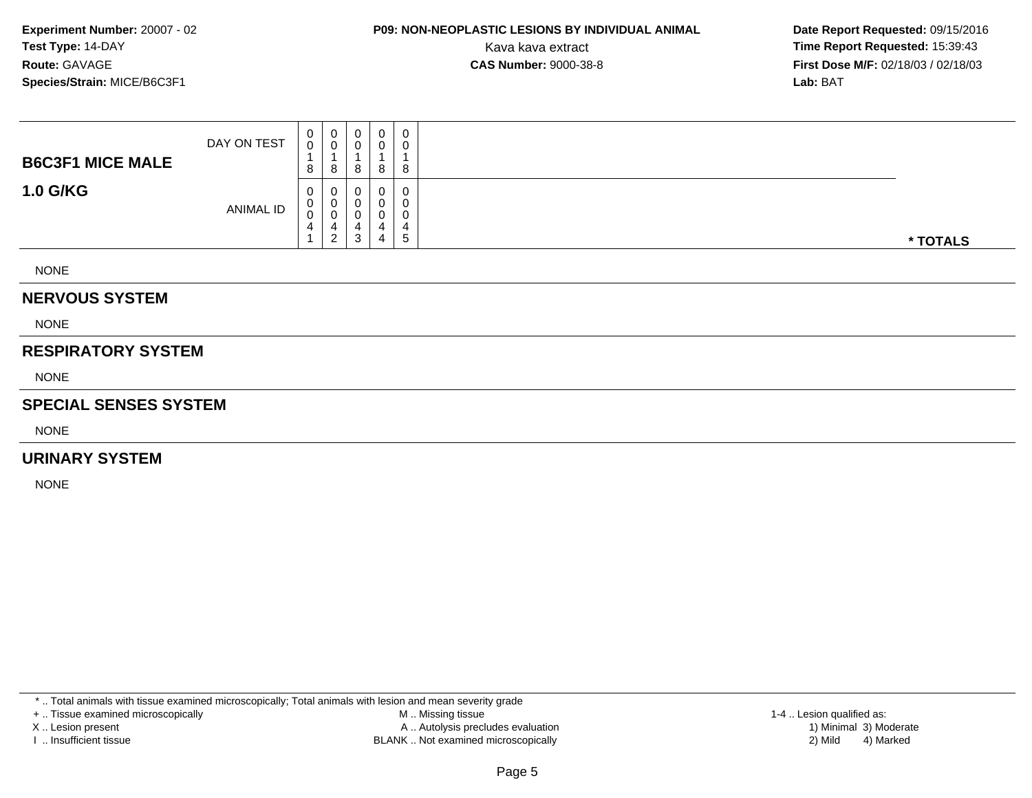**Experiment Number:** 20007 - 02
**Test Type:** 14-DAY
**Route:** GAVAGE
**Species/Strain:** MICE/B6C3F1

**P09: NON-NEOPLASTIC LESIONS BY INDIVIDUAL ANIMAL**
Kava kava extract
**CAS Number:** 9000-38-8

**Date Report Requested:** 09/15/2016
**Time Report Requested:** 15:39:43
**First Dose M/F:** 02/18/03 / 02/18/03
**Lab:** BAT

| **B6C3F1 MICE MALE** **1.0 G/KG** | | | | | | |
|---|---|---|---|---|---|---|
| DAY ON TEST | 0018 | 0018 | 0018 | 0018 | 0018 | |
| ANIMAL ID | 00041 | 00042 | 00043 | 00044 | 00045 | * TOTALS |

NONE

## NERVOUS SYSTEM

NONE

## RESPIRATORY SYSTEM

NONE

## SPECIAL SENSES SYSTEM

NONE

## URINARY SYSTEM

NONE

* .. Total animals with tissue examined microscopically; Total animals with lesion and mean severity grade
+ .. Tissue examined microscopically
X .. Lesion present
I .. Insufficient tissue
M .. Missing tissue
A .. Autolysis precludes evaluation
BLANK .. Not examined microscopically
1-4 .. Lesion qualified as:
1) Minimal 3) Moderate
2) Mild 4) Marked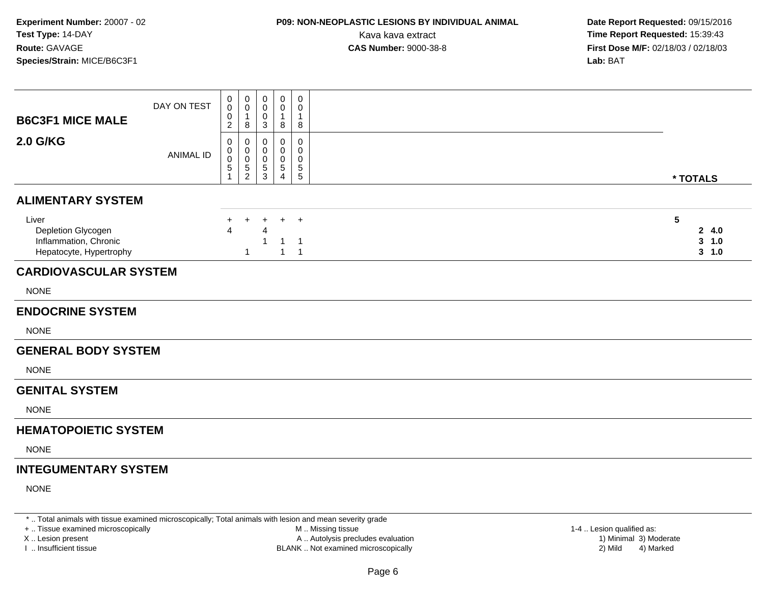**Experiment Number:** 20007 - 02
**Test Type:** 14-DAY
**Route:** GAVAGE
**Species/Strain:** MICE/B6C3F1

**P09: NON-NEOPLASTIC LESIONS BY INDIVIDUAL ANIMAL**
Kava kava extract
**CAS Number:** 9000-38-8

**Date Report Requested:** 09/15/2016
**Time Report Requested:** 15:39:43
**First Dose M/F:** 02/18/03 / 02/18/03
**Lab:** BAT

| **B6C3F1 MICE MALE** DAY ON TEST | 0002 | 0018 | 0003 | 0018 | 0018 | |
|---|---|---|---|---|---|---|
| **2.0 G/KG** ANIMAL ID | 00051 | 00052 | 00053 | 00054 | 00055 | *** TOTALS** |
| **ALIMENTARY SYSTEM** | | | | | | |
| Liver | + | + | + | + | + | **5** |
| Depletion Glycogen | 4 | | 4 | | | **2 4.0** |
| Inflammation, Chronic | | | 1 | 1 | 1 | **3 1.0** |
| Hepatocyte, Hypertrophy | | 1 | | 1 | 1 | **3 1.0** |
| **CARDIOVASCULAR SYSTEM** | | | | | | |
| NONE | | | | | | |
| **ENDOCRINE SYSTEM** | | | | | | |
| NONE | | | | | | |
| **GENERAL BODY SYSTEM** | | | | | | |
| NONE | | | | | | |
| **GENITAL SYSTEM** | | | | | | |
| NONE | | | | | | |
| **HEMATOPOIETIC SYSTEM** | | | | | | |
| NONE | | | | | | |
| **INTEGUMENTARY SYSTEM** | | | | | | |
| NONE | | | | | | |

* .. Total animals with tissue examined microscopically; Total animals with lesion and mean severity grade
+ .. Tissue examined microscopically
X .. Lesion present
I .. Insufficient tissue

M .. Missing tissue
A .. Autolysis precludes evaluation
BLANK .. Not examined microscopically

1-4 .. Lesion qualified as:
1) Minimal 3) Moderate
2) Mild 4) Marked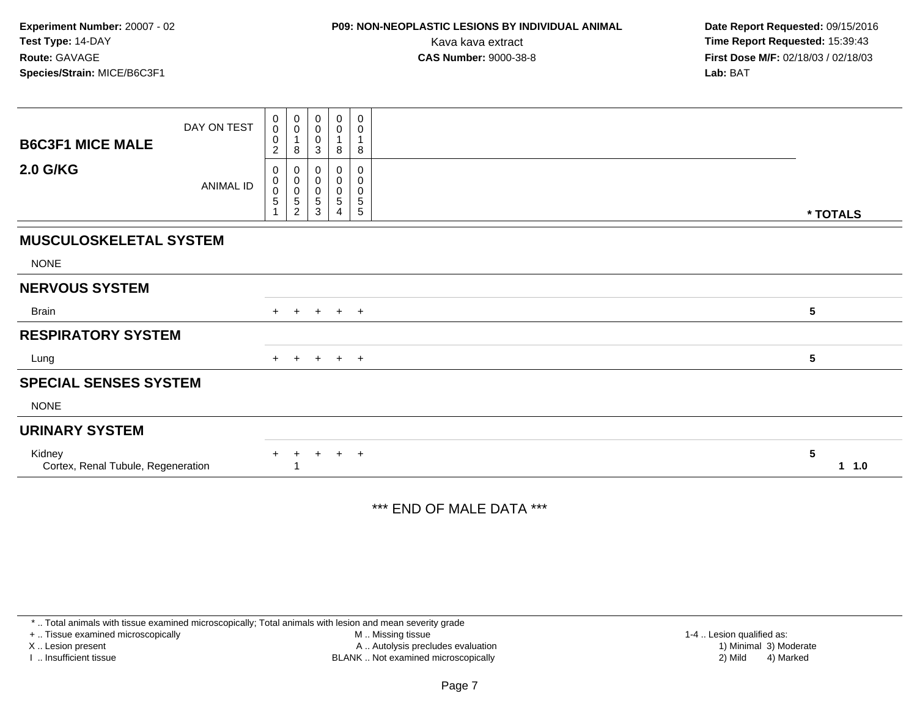**Experiment Number:** 20007 - 02
**Test Type:** 14-DAY
**Route:** GAVAGE
**Species/Strain:** MICE/B6C3F1

**P09: NON-NEOPLASTIC LESIONS BY INDIVIDUAL ANIMAL**
Kava kava extract
**CAS Number:** 9000-38-8

**Date Report Requested:** 09/15/2016
**Time Report Requested:** 15:39:43
**First Dose M/F:** 02/18/03 / 02/18/03
**Lab:** BAT

| **B6C3F1 MICE MALE** **2.0 G/KG** | | | | | | |
|---|---|---|---|---|---|---|
| DAY ON TEST | 0002 | 0018 | 0003 | 0018 | 0018 | |
| ANIMAL ID | 00051 | 00052 | 00053 | 00054 | 00055 | *** TOTALS** |
| **MUSCULOSKELETAL SYSTEM** | | | | | | |
| NONE | | | | | | |
| **NERVOUS SYSTEM** | | | | | | |
| Brain | + | + | + | + | + | 5 |
| **RESPIRATORY SYSTEM** | | | | | | |
| Lung | + | + | + | + | + | 5 |
| **SPECIAL SENSES SYSTEM** | | | | | | |
| NONE | | | | | | |
| **URINARY SYSTEM** | | | | | | |
| Kidney | + | + | + | + | + | 5 |
| Cortex, Renal Tubule, Regeneration | | 1 | | | | 1 1.0 |

*** END OF MALE DATA ***

\* .. Total animals with tissue examined microscopically; Total animals with lesion and mean severity grade
\+ .. Tissue examined microscopically
X .. Lesion present
I .. Insufficient tissue

M .. Missing tissue
A .. Autolysis precludes evaluation
BLANK .. Not examined microscopically

1-4 .. Lesion qualified as:
1) Minimal 3) Moderate
2) Mild 4) Marked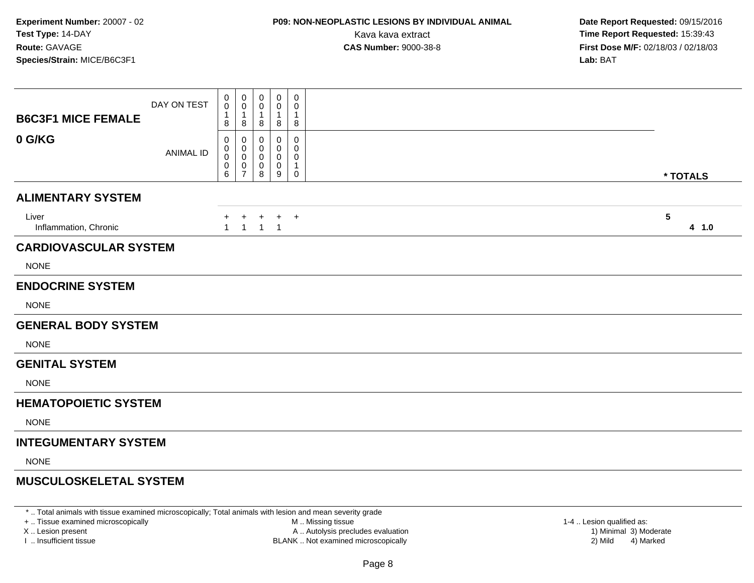**Experiment Number:** 20007 - 02
**Test Type:** 14-DAY
**Route:** GAVAGE
**Species/Strain:** MICE/B6C3F1

**P09: NON-NEOPLASTIC LESIONS BY INDIVIDUAL ANIMAL**
Kava kava extract
**CAS Number:** 9000-38-8

**Date Report Requested:** 09/15/2016
**Time Report Requested:** 15:39:43
**First Dose M/F:** 02/18/03 / 02/18/03
**Lab:** BAT

| B6C3F1 MICE FEMALE 0 G/KG | | | | | | |
|---|---|---|---|---|---|---|
| DAY ON TEST | 0018 | 0018 | 0018 | 0018 | 0018 | |
| ANIMAL ID | 00006 | 00007 | 00008 | 00009 | 00010 | * TOTALS |
| **ALIMENTARY SYSTEM** | | | | | | |
| Liver | + | + | + | + | + | 5 |
| Inflammation, Chronic | 1 | 1 | 1 | 1 | | 4 1.0 |
| **CARDIOVASCULAR SYSTEM** | | | | | | |
| NONE | | | | | | |
| **ENDOCRINE SYSTEM** | | | | | | |
| NONE | | | | | | |
| **GENERAL BODY SYSTEM** | | | | | | |
| NONE | | | | | | |
| **GENITAL SYSTEM** | | | | | | |
| NONE | | | | | | |
| **HEMATOPOIETIC SYSTEM** | | | | | | |
| NONE | | | | | | |
| **INTEGUMENTARY SYSTEM** | | | | | | |
| NONE | | | | | | |
| **MUSCULOSKELETAL SYSTEM** | | | | | | |

* .. Total animals with tissue examined microscopically; Total animals with lesion and mean severity grade
+ .. Tissue examined microscopically
X .. Lesion present
I .. Insufficient tissue
M .. Missing tissue
A .. Autolysis precludes evaluation
BLANK .. Not examined microscopically
1-4 .. Lesion qualified as:
1) Minimal 3) Moderate
2) Mild 4) Marked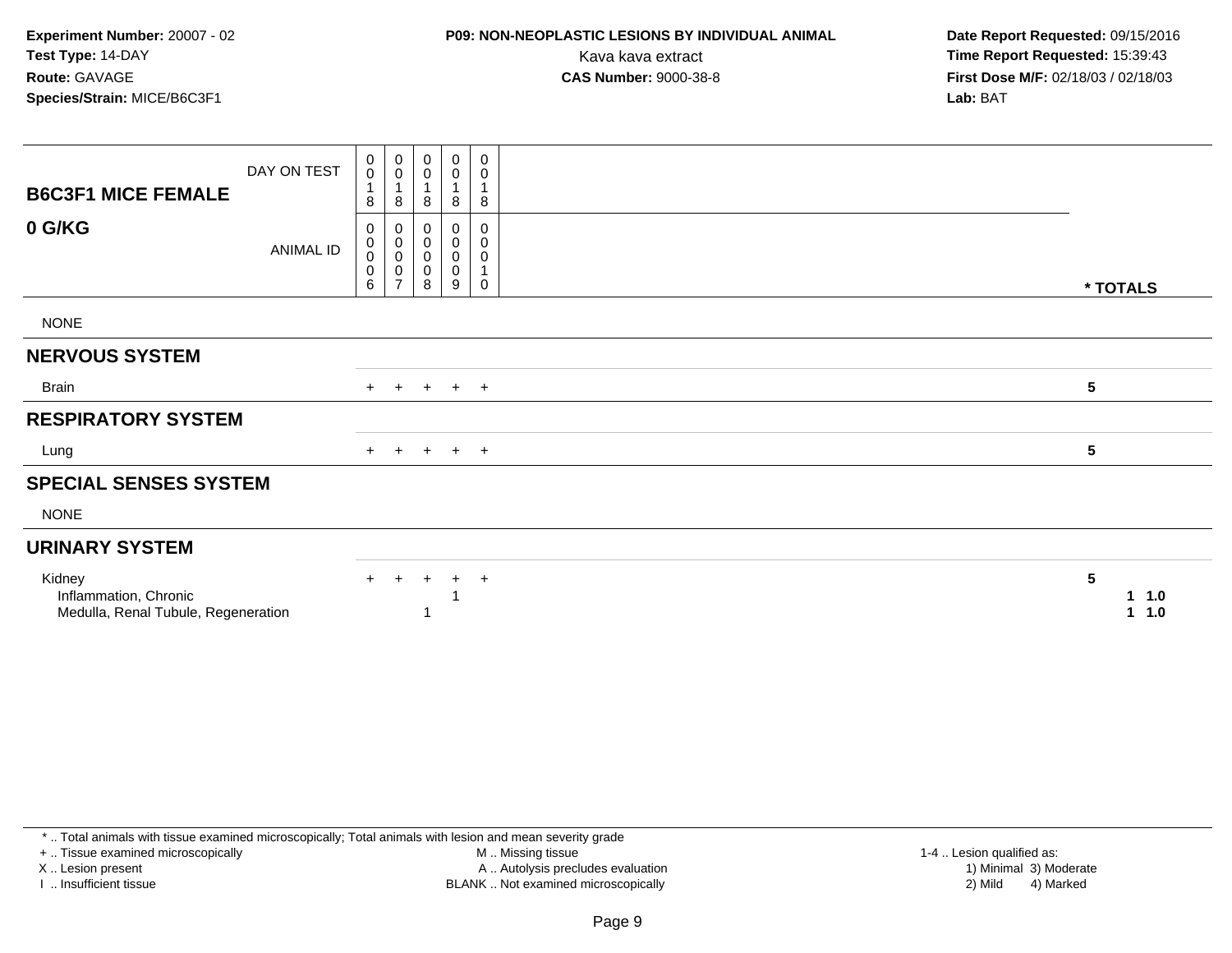**Experiment Number:** 20007 - 02
**Test Type:** 14-DAY
**Route:** GAVAGE
**Species/Strain:** MICE/B6C3F1

**P09: NON-NEOPLASTIC LESIONS BY INDIVIDUAL ANIMAL**
Kava kava extract
**CAS Number:** 9000-38-8

**Date Report Requested:** 09/15/2016
**Time Report Requested:** 15:39:43
**First Dose M/F:** 02/18/03 / 02/18/03
**Lab:** BAT

| **B6C3F1 MICE FEMALE** DAY ON TEST | 0018 | 0018 | 0018 | 0018 | 0018 | |
|---|---|---|---|---|---|---|
| **0 G/KG** ANIMAL ID | 00006 | 00007 | 00008 | 00009 | 00010 | * TOTALS |
| NONE | | | | | | |
| **NERVOUS SYSTEM** | | | | | | |
| Brain | + | + | + | + | + | 5 |
| **RESPIRATORY SYSTEM** | | | | | | |
| Lung | + | + | + | + | + | 5 |
| **SPECIAL SENSES SYSTEM** | | | | | | |
| NONE | | | | | | |
| **URINARY SYSTEM** | | | | | | |
| Kidney | + | + | + | + | + | 5 |
| Inflammation, Chronic | | | | 1 | | 1 1.0 |
| Medulla, Renal Tubule, Regeneration | | | 1 | | | 1 1.0 |

* .. Total animals with tissue examined microscopically; Total animals with lesion and mean severity grade
+ .. Tissue examined microscopically
X .. Lesion present
I .. Insufficient tissue
M .. Missing tissue
A .. Autolysis precludes evaluation
BLANK .. Not examined microscopically
1-4 .. Lesion qualified as:
1) Minimal 3) Moderate
2) Mild 4) Marked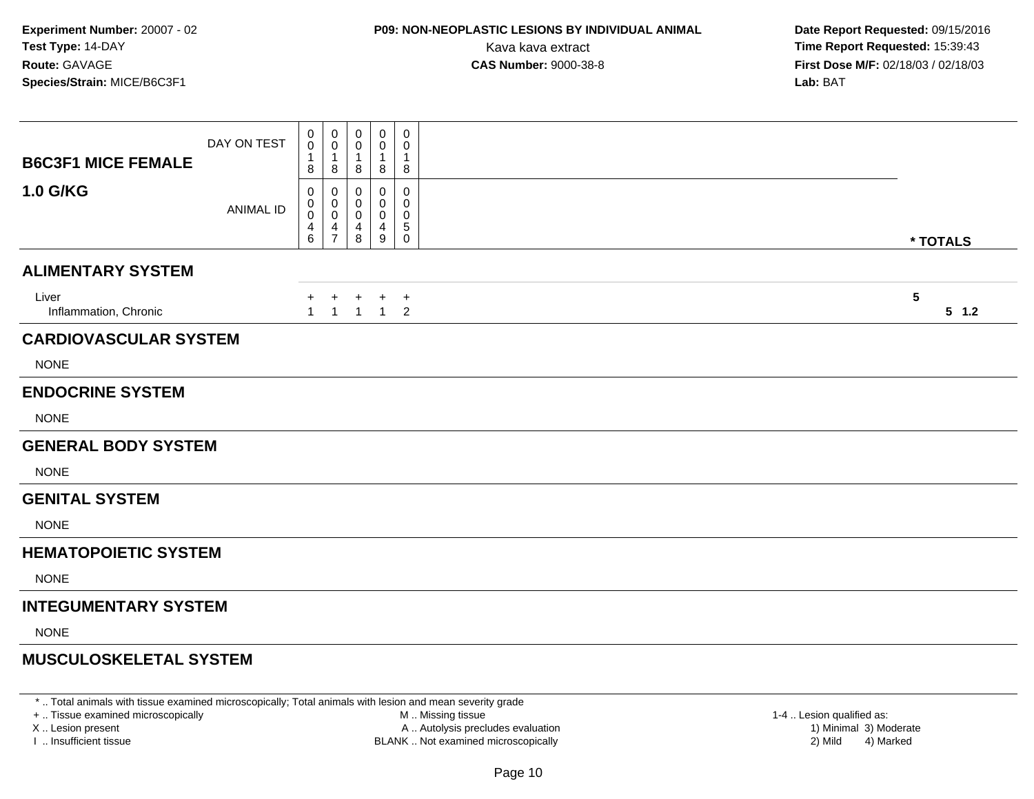**Experiment Number:** 20007 - 02
**Test Type:** 14-DAY
**Route:** GAVAGE
**Species/Strain:** MICE/B6C3F1

**P09: NON-NEOPLASTIC LESIONS BY INDIVIDUAL ANIMAL**
Kava kava extract
**CAS Number:** 9000-38-8

**Date Report Requested:** 09/15/2016
**Time Report Requested:** 15:39:43
**First Dose M/F:** 02/18/03 / 02/18/03
**Lab:** BAT

| B6C3F1 MICE FEMALE 1.0 G/KG | | | | | | |
|---|---|---|---|---|---|---|
| DAY ON TEST | 0018 | 0018 | 0018 | 0018 | 0018 | |
| ANIMAL ID | 00046 | 00047 | 00048 | 00049 | 00050 | * TOTALS |
| **ALIMENTARY SYSTEM** | | | | | | |
| Liver | + | + | + | + | + | 5 |
| Inflammation, Chronic | 1 | 1 | 1 | 1 | 2 | 5 1.2 |
| **CARDIOVASCULAR SYSTEM** | | | | | | |
| NONE | | | | | | |
| **ENDOCRINE SYSTEM** | | | | | | |
| NONE | | | | | | |
| **GENERAL BODY SYSTEM** | | | | | | |
| NONE | | | | | | |
| **GENITAL SYSTEM** | | | | | | |
| NONE | | | | | | |
| **HEMATOPOIETIC SYSTEM** | | | | | | |
| NONE | | | | | | |
| **INTEGUMENTARY SYSTEM** | | | | | | |
| NONE | | | | | | |
| **MUSCULOSKELETAL SYSTEM** | | | | | | |

\* .. Total animals with tissue examined microscopically; Total animals with lesion and mean severity grade
\+ .. Tissue examined microscopically
X .. Lesion present
I .. Insufficient tissue
M .. Missing tissue
A .. Autolysis precludes evaluation
BLANK .. Not examined microscopically
1-4 .. Lesion qualified as:
1) Minimal 2) Mild 3) Moderate 4) Marked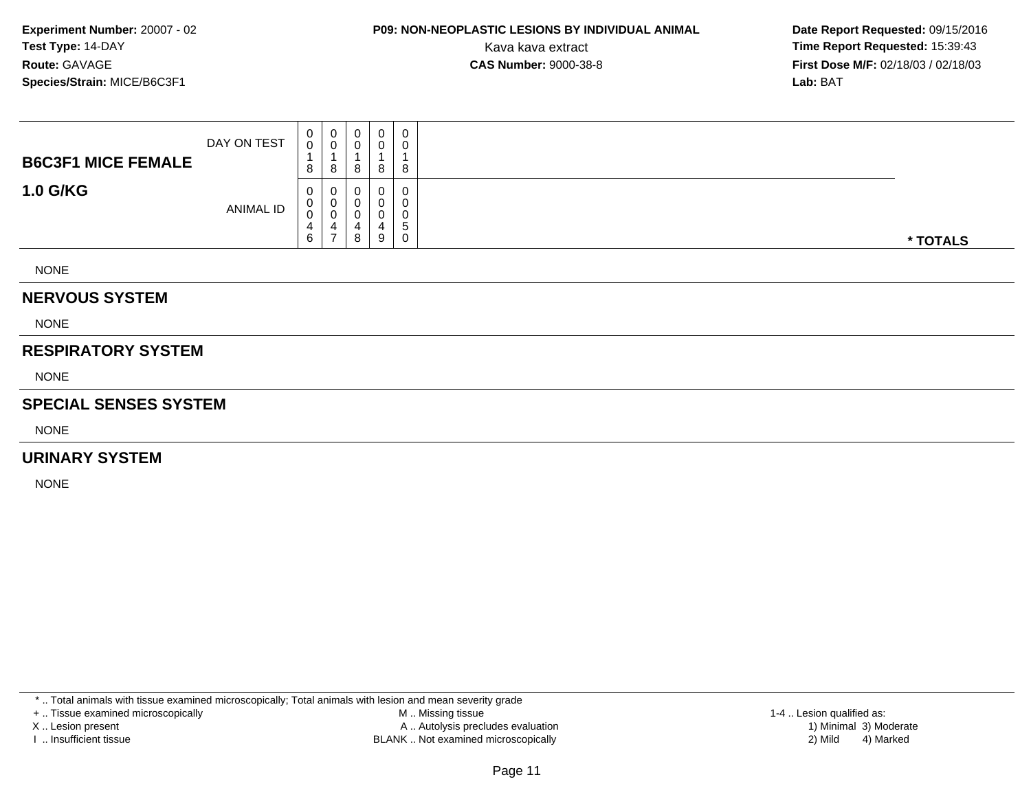**Experiment Number:** 20007 - 02
**Test Type:** 14-DAY
**Route:** GAVAGE
**Species/Strain:** MICE/B6C3F1

**P09: NON-NEOPLASTIC LESIONS BY INDIVIDUAL ANIMAL**
Kava kava extract
**CAS Number:** 9000-38-8

**Date Report Requested:** 09/15/2016
**Time Report Requested:** 15:39:43
**First Dose M/F:** 02/18/03 / 02/18/03
**Lab:** BAT

| **B6C3F1 MICE FEMALE** DAY ON TEST | 0018 | 0018 | 0018 | 0018 | 0018 | |
|---|---|---|---|---|---|---|
| **1.0 G/KG** ANIMAL ID | 00046 | 00047 | 00048 | 00049 | 00050 | *** TOTALS** |

NONE

## NERVOUS SYSTEM

NONE

## RESPIRATORY SYSTEM

NONE

## SPECIAL SENSES SYSTEM

NONE

## URINARY SYSTEM

NONE

* .. Total animals with tissue examined microscopically; Total animals with lesion and mean severity grade
+ .. Tissue examined microscopically
X .. Lesion present
I .. Insufficient tissue
M .. Missing tissue
A .. Autolysis precludes evaluation
BLANK .. Not examined microscopically
1-4 .. Lesion qualified as:
1) Minimal 3) Moderate
2) Mild 4) Marked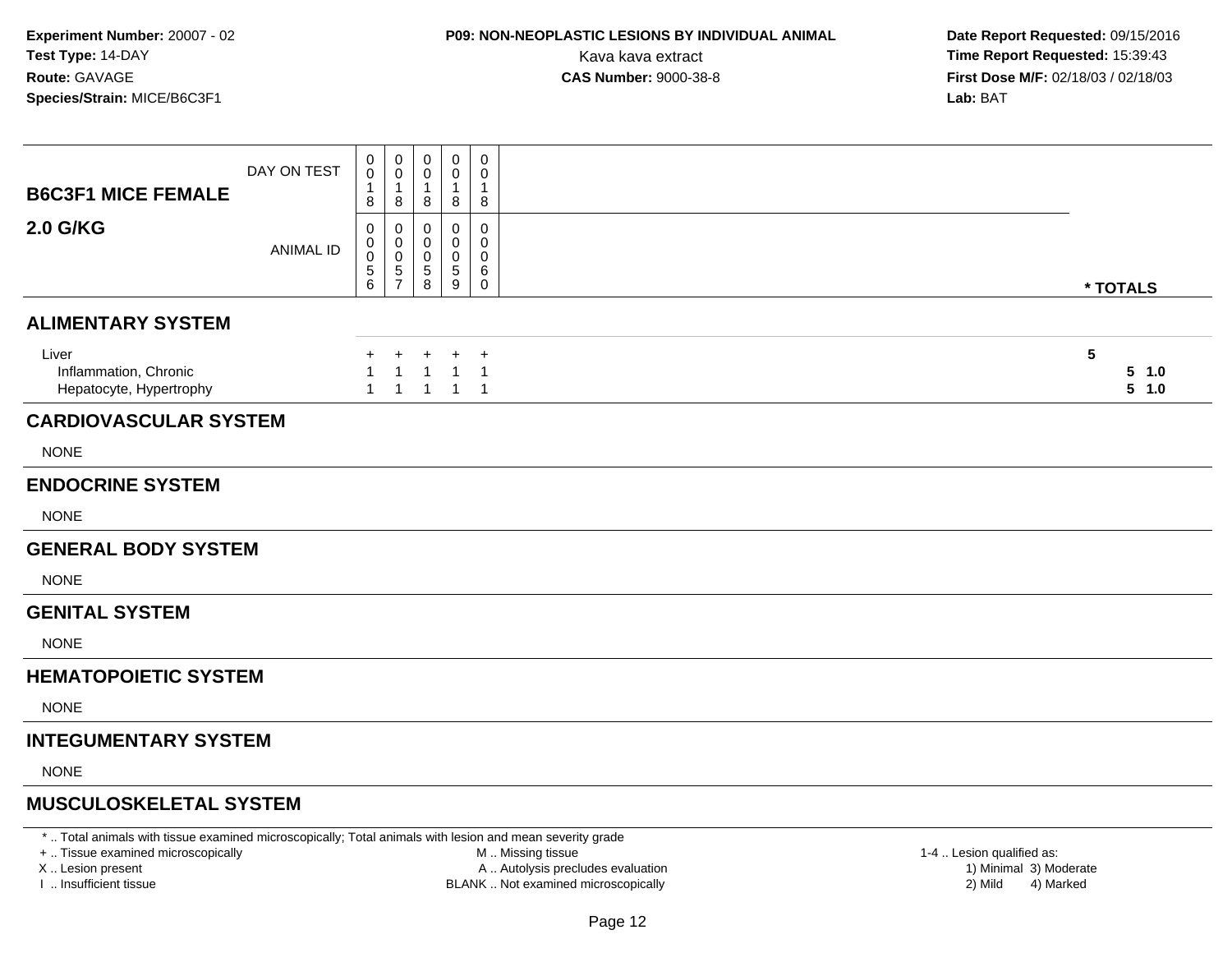**Experiment Number:** 20007 - 02
**Test Type:** 14-DAY
**Route:** GAVAGE
**Species/Strain:** MICE/B6C3F1

**P09: NON-NEOPLASTIC LESIONS BY INDIVIDUAL ANIMAL**
Kava kava extract
**CAS Number:** 9000-38-8

**Date Report Requested:** 09/15/2016
**Time Report Requested:** 15:39:43
**First Dose M/F:** 02/18/03 / 02/18/03
**Lab:** BAT

| **B6C3F1 MICE FEMALE** DAY ON TEST | 0018 | 0018 | 0018 | 0018 | 0018 | |
|---|---|---|---|---|---|---|
| **2.0 G/KG** ANIMAL ID | 00056 | 00057 | 00058 | 00059 | 00060 | *** TOTALS** |
| **ALIMENTARY SYSTEM** | | | | | | |
| Liver | + | + | + | + | + | 5 |
| Inflammation, Chronic | 1 | 1 | 1 | 1 | 1 | **5 1.0** |
| Hepatocyte, Hypertrophy | 1 | 1 | 1 | 1 | 1 | **5 1.0** |
| **CARDIOVASCULAR SYSTEM** | | | | | | |
| NONE | | | | | | |
| **ENDOCRINE SYSTEM** | | | | | | |
| NONE | | | | | | |
| **GENERAL BODY SYSTEM** | | | | | | |
| NONE | | | | | | |
| **GENITAL SYSTEM** | | | | | | |
| NONE | | | | | | |
| **HEMATOPOIETIC SYSTEM** | | | | | | |
| NONE | | | | | | |
| **INTEGUMENTARY SYSTEM** | | | | | | |
| NONE | | | | | | |
| **MUSCULOSKELETAL SYSTEM** | | | | | | |

* .. Total animals with tissue examined microscopically; Total animals with lesion and mean severity grade
+ .. Tissue examined microscopically
X .. Lesion present
I .. Insufficient tissue

M .. Missing tissue
A .. Autolysis precludes evaluation
BLANK .. Not examined microscopically

1-4 .. Lesion qualified as:
1) Minimal 3) Moderate
2) Mild 4) Marked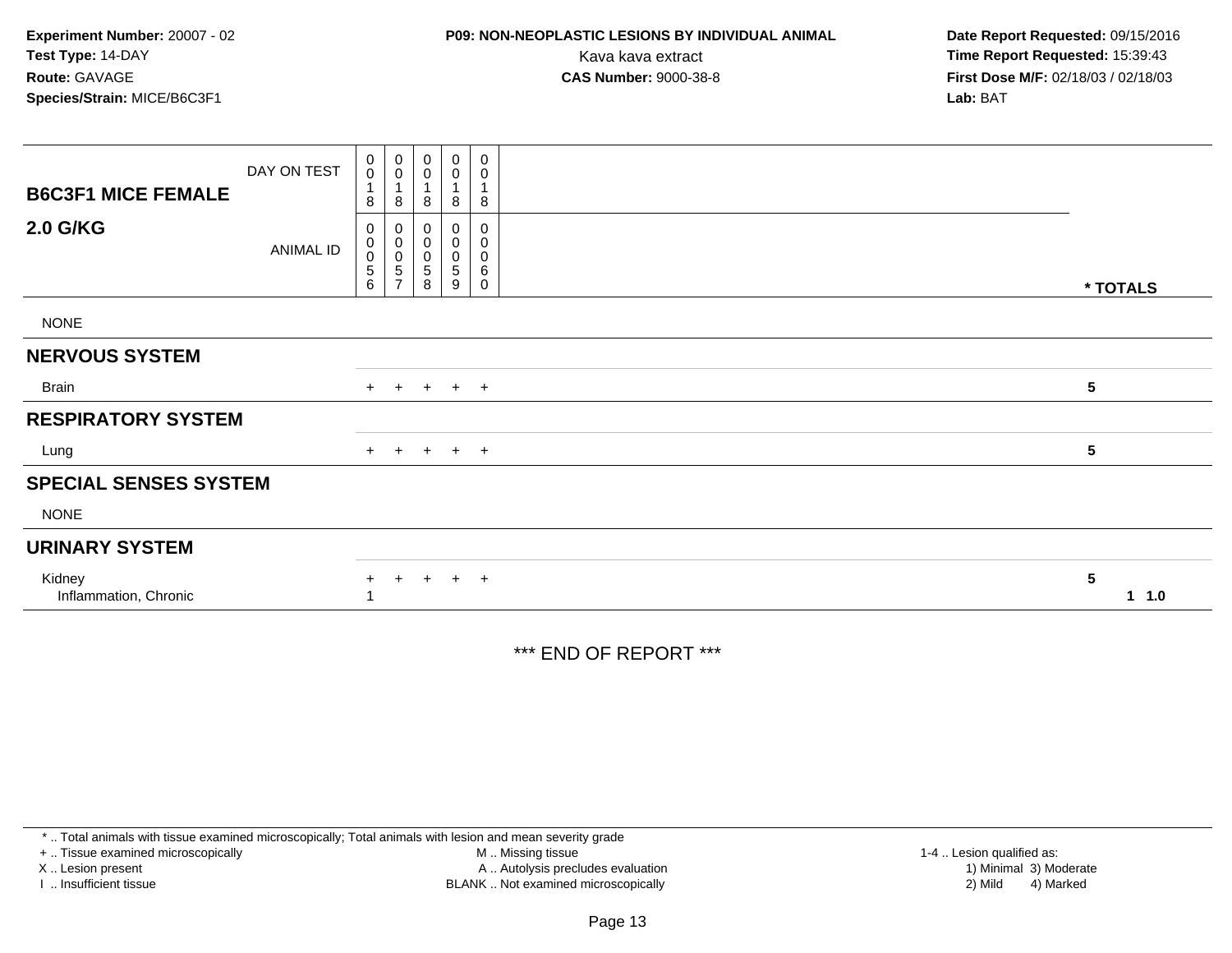**Experiment Number:** 20007 - 02
**Test Type:** 14-DAY
**Route:** GAVAGE
**Species/Strain:** MICE/B6C3F1

**P09: NON-NEOPLASTIC LESIONS BY INDIVIDUAL ANIMAL**
Kava kava extract
**CAS Number:** 9000-38-8

**Date Report Requested:** 09/15/2016
**Time Report Requested:** 15:39:43
**First Dose M/F:** 02/18/03 / 02/18/03
**Lab:** BAT

| **B6C3F1 MICE FEMALE** DAY ON TEST | 0018 | 0018 | 0018 | 0018 | 0018 | |
|---|---|---|---|---|---|---|
| **2.0 G/KG** ANIMAL ID | 00056 | 00057 | 00058 | 00059 | 00060 | *** TOTALS** |
| NONE | | | | | | |
| **NERVOUS SYSTEM** | | | | | | |
| Brain | + | + | + | + | + | **5** |
| **RESPIRATORY SYSTEM** | | | | | | |
| Lung | + | + | + | + | + | **5** |
| **SPECIAL SENSES SYSTEM** | | | | | | |
| NONE | | | | | | |
| **URINARY SYSTEM** | | | | | | |
| Kidney | + | + | + | + | + | **5** |
| Inflammation, Chronic | 1 | | | | | **1 1.0** |

*** END OF REPORT ***

* .. Total animals with tissue examined microscopically; Total animals with lesion and mean severity grade
+ .. Tissue examined microscopically
X .. Lesion present
I .. Insufficient tissue

M .. Missing tissue
A .. Autolysis precludes evaluation
BLANK .. Not examined microscopically

1-4 .. Lesion qualified as:
1) Minimal 3) Moderate
2) Mild 4) Marked